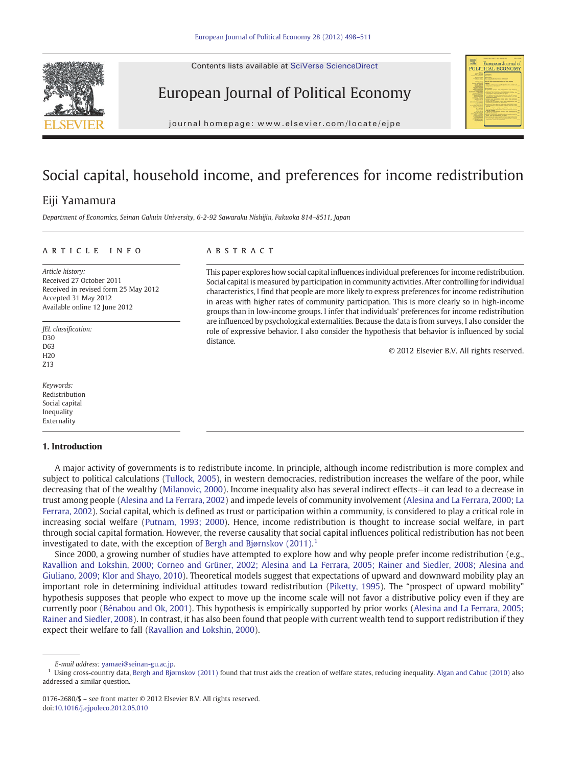Contents lists available at SciVerse ScienceDirect

# European Journal of Political Economy

journal homepage: www.elsevier.com/locate/ejpe

# Social capital, household income, and preferences for income redistribution

Eiji Yamamura

*Department of Economics, Seinan Gakuin University, 6-2-92 Sawaraku Nishijin, Fukuoka 814–8511, Japan*

## ARTICLE INFO

*Article history:*
Received 27 October 2011
Received in revised form 25 May 2012
Accepted 31 May 2012
Available online 12 June 2012

*JEL classification:*
D30
D63
H20
Z13

*Keywords:*
Redistribution
Social capital
Inequality
Externality

## ABSTRACT

This paper explores how social capital influences individual preferences for income redistribution. Social capital is measured by participation in community activities. After controlling for individual characteristics, I find that people are more likely to express preferences for income redistribution in areas with higher rates of community participation. This is more clearly so in high-income groups than in low-income groups. I infer that individuals' preferences for income redistribution are influenced by psychological externalities. Because the data is from surveys, I also consider the role of expressive behavior. I also consider the hypothesis that behavior is influenced by social distance.

© 2012 Elsevier B.V. All rights reserved.

## 1. Introduction

A major activity of governments is to redistribute income. In principle, although income redistribution is more complex and subject to political calculations (Tullock, 2005), in western democracies, redistribution increases the welfare of the poor, while decreasing that of the wealthy (Milanovic, 2000). Income inequality also has several indirect effects—it can lead to a decrease in trust among people (Alesina and La Ferrara, 2002) and impede levels of community involvement (Alesina and La Ferrara, 2000; La Ferrara, 2002). Social capital, which is defined as trust or participation within a community, is considered to play a critical role in increasing social welfare (Putnam, 1993; 2000). Hence, income redistribution is thought to increase social welfare, in part through social capital formation. However, the reverse causality that social capital influences political redistribution has not been investigated to date, with the exception of Bergh and Bjørnskov (2011).[1]

Since 2000, a growing number of studies have attempted to explore how and why people prefer income redistribution (e.g., Ravallion and Lokshin, 2000; Corneo and Grüner, 2002; Alesina and La Ferrara, 2005; Rainer and Siedler, 2008; Alesina and Giuliano, 2009; Klor and Shayo, 2010). Theoretical models suggest that expectations of upward and downward mobility play an important role in determining individual attitudes toward redistribution (Piketty, 1995). The "prospect of upward mobility" hypothesis supposes that people who expect to move up the income scale will not favor a distributive policy even if they are currently poor (Bénabou and Ok, 2001). This hypothesis is empirically supported by prior works (Alesina and La Ferrara, 2005; Rainer and Siedler, 2008). In contrast, it has also been found that people with current wealth tend to support redistribution if they expect their welfare to fall (Ravallion and Lokshin, 2000).

E-mail address: yamaei@seinan-gu.ac.jp.

[1] Using cross-country data, Bergh and Bjørnskov (2011) found that trust aids the creation of welfare states, reducing inequality. Algan and Cahuc (2010) also addressed a similar question.

0176-2680/$ – see front matter © 2012 Elsevier B.V. All rights reserved.
doi:10.1016/j.ejpoleco.2012.05.010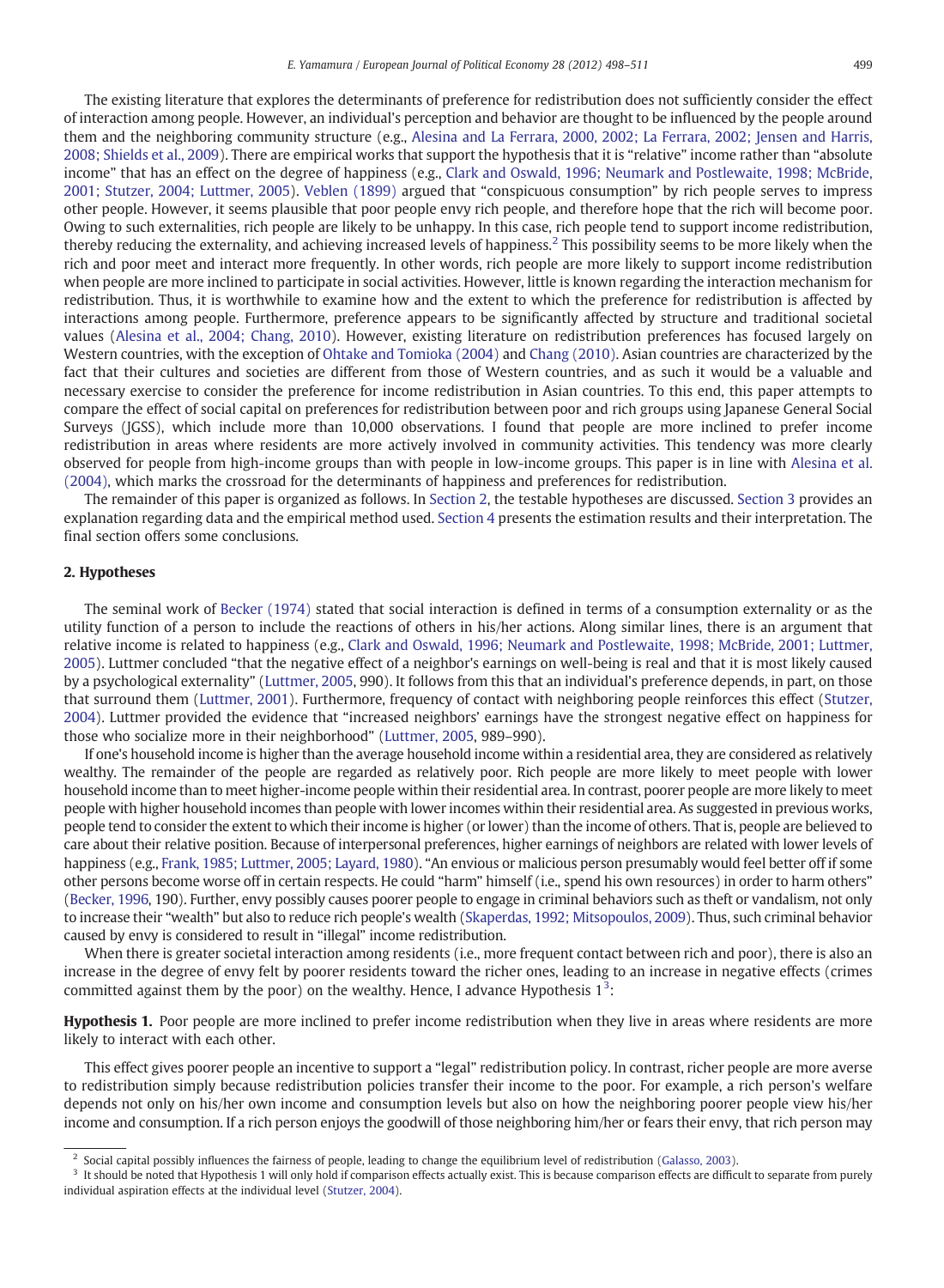The existing literature that explores the determinants of preference for redistribution does not sufficiently consider the effect of interaction among people. However, an individual's perception and behavior are thought to be influenced by the people around them and the neighboring community structure (e.g., Alesina and La Ferrara, 2000, 2002; La Ferrara, 2002; Jensen and Harris, 2008; Shields et al., 2009). There are empirical works that support the hypothesis that it is "relative" income rather than "absolute income" that has an effect on the degree of happiness (e.g., Clark and Oswald, 1996; Neumark and Postlewaite, 1998; McBride, 2001; Stutzer, 2004; Luttmer, 2005). Veblen (1899) argued that "conspicuous consumption" by rich people serves to impress other people. However, it seems plausible that poor people envy rich people, and therefore hope that the rich will become poor. Owing to such externalities, rich people are likely to be unhappy. In this case, rich people tend to support income redistribution, thereby reducing the externality, and achieving increased levels of happiness.[2] This possibility seems to be more likely when the rich and poor meet and interact more frequently. In other words, rich people are more likely to support income redistribution when people are more inclined to participate in social activities. However, little is known regarding the interaction mechanism for redistribution. Thus, it is worthwhile to examine how and the extent to which the preference for redistribution is affected by interactions among people. Furthermore, preference appears to be significantly affected by structure and traditional societal values (Alesina et al., 2004; Chang, 2010). However, existing literature on redistribution preferences has focused largely on Western countries, with the exception of Ohtake and Tomioka (2004) and Chang (2010). Asian countries are characterized by the fact that their cultures and societies are different from those of Western countries, and as such it would be a valuable and necessary exercise to consider the preference for income redistribution in Asian countries. To this end, this paper attempts to compare the effect of social capital on preferences for redistribution between poor and rich groups using Japanese General Social Surveys (JGSS), which include more than 10,000 observations. I found that people are more inclined to prefer income redistribution in areas where residents are more actively involved in community activities. This tendency was more clearly observed for people from high-income groups than with people in low-income groups. This paper is in line with Alesina et al. (2004), which marks the crossroad for the determinants of happiness and preferences for redistribution.

The remainder of this paper is organized as follows. In Section 2, the testable hypotheses are discussed. Section 3 provides an explanation regarding data and the empirical method used. Section 4 presents the estimation results and their interpretation. The final section offers some conclusions.

## 2. Hypotheses

The seminal work of Becker (1974) stated that social interaction is defined in terms of a consumption externality or as the utility function of a person to include the reactions of others in his/her actions. Along similar lines, there is an argument that relative income is related to happiness (e.g., Clark and Oswald, 1996; Neumark and Postlewaite, 1998; McBride, 2001; Luttmer, 2005). Luttmer concluded "that the negative effect of a neighbor's earnings on well-being is real and that it is most likely caused by a psychological externality" (Luttmer, 2005, 990). It follows from this that an individual's preference depends, in part, on those that surround them (Luttmer, 2001). Furthermore, frequency of contact with neighboring people reinforces this effect (Stutzer, 2004). Luttmer provided the evidence that "increased neighbors' earnings have the strongest negative effect on happiness for those who socialize more in their neighborhood" (Luttmer, 2005, 989–990).

If one's household income is higher than the average household income within a residential area, they are considered as relatively wealthy. The remainder of the people are regarded as relatively poor. Rich people are more likely to meet people with lower household income than to meet higher-income people within their residential area. In contrast, poorer people are more likely to meet people with higher household incomes than people with lower incomes within their residential area. As suggested in previous works, people tend to consider the extent to which their income is higher (or lower) than the income of others. That is, people are believed to care about their relative position. Because of interpersonal preferences, higher earnings of neighbors are related with lower levels of happiness (e.g., Frank, 1985; Luttmer, 2005; Layard, 1980). "An envious or malicious person presumably would feel better off if some other persons become worse off in certain respects. He could "harm" himself (i.e., spend his own resources) in order to harm others" (Becker, 1996, 190). Further, envy possibly causes poorer people to engage in criminal behaviors such as theft or vandalism, not only to increase their "wealth" but also to reduce rich people's wealth (Skaperdas, 1992; Mitsopoulos, 2009). Thus, such criminal behavior caused by envy is considered to result in "illegal" income redistribution.

When there is greater societal interaction among residents (i.e., more frequent contact between rich and poor), there is also an increase in the degree of envy felt by poorer residents toward the richer ones, leading to an increase in negative effects (crimes committed against them by the poor) on the wealthy. Hence, I advance Hypothesis 1[3]:

**Hypothesis 1.** Poor people are more inclined to prefer income redistribution when they live in areas where residents are more likely to interact with each other.

This effect gives poorer people an incentive to support a "legal" redistribution policy. In contrast, richer people are more averse to redistribution simply because redistribution policies transfer their income to the poor. For example, a rich person's welfare depends not only on his/her own income and consumption levels but also on how the neighboring poorer people view his/her income and consumption. If a rich person enjoys the goodwill of those neighboring him/her or fears their envy, that rich person may

---

[2] Social capital possibly influences the fairness of people, leading to change the equilibrium level of redistribution (Galasso, 2003).

[3] It should be noted that Hypothesis 1 will only hold if comparison effects actually exist. This is because comparison effects are difficult to separate from purely individual aspiration effects at the individual level (Stutzer, 2004).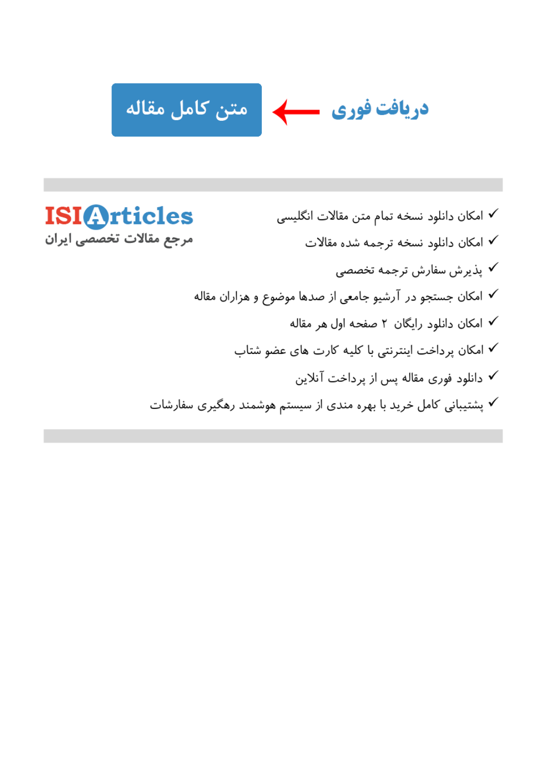دریافت فوری ← متن کامل مقاله

ISIArticles

مرجع مقالات تخصصی ایران

- ✓ امکان دانلود نسخه تمام متن مقالات انگلیسی
- ✓ امکان دانلود نسخه ترجمه شده مقالات
- ✓ پذیرش سفارش ترجمه تخصصی
- ✓ امکان جستجو در آرشیو جامعی از صدها موضوع و هزاران مقاله
- ✓ امکان دانلود رایگان ۲ صفحه اول هر مقاله
- ✓ امکان پرداخت اینترنتی با کلیه کارت های عضو شتاب
- ✓ دانلود فوری مقاله پس از پرداخت آنلاین
- ✓ پشتیبانی کامل خرید با بهره مندی از سیستم هوشمند رهگیری سفارشات